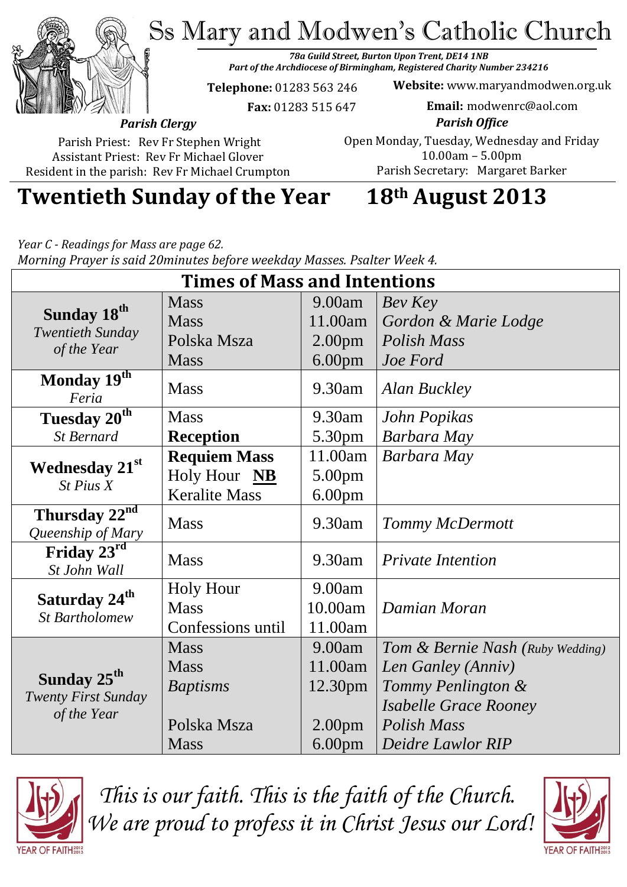# Ss Mary and Modwen's Catholic Church

*78a Guild Street, Burton Upon Trent, DE14 1NB*
*Part of the Archdiocese of Birmingham, Registered Charity Number 234216*

**Telephone:** 01283 563 246
**Fax:** 01283 515 647

**Website:** www.maryandmodwen.org.uk
**Email:** modwenrc@aol.com

*Parish Clergy*

Parish Priest: Rev Fr Stephen Wright
Assistant Priest: Rev Fr Michael Glover
Resident in the parish: Rev Fr Michael Crumpton

*Parish Office*

Open Monday, Tuesday, Wednesday and Friday
10.00am – 5.00pm
Parish Secretary: Margaret Barker

## Twentieth Sunday of the Year 18th August 2013

*Year C - Readings for Mass are page 62.*
*Morning Prayer is said 20minutes before weekday Masses. Psalter Week 4.*

| Times of Mass and Intentions | | | |
|---|---|---|---|
| **Sunday 18th** *Twentieth Sunday of the Year* | Mass | 9.00am | *Bev Key* |
| | Mass | 11.00am | *Gordon & Marie Lodge* |
| | Polska Msza | 2.00pm | *Polish Mass* |
| | Mass | 6.00pm | *Joe Ford* |
| **Monday 19th** *Feria* | Mass | 9.30am | *Alan Buckley* |
| **Tuesday 20th** *St Bernard* | Mass | 9.30am | *John Popikas* |
| | **Reception** | 5.30pm | *Barbara May* |
| **Wednesday 21st** *St Pius X* | **Requiem Mass** | 11.00am | *Barbara May* |
| | Holy Hour **NB** | 5.00pm | |
| | Keralite Mass | 6.00pm | |
| **Thursday 22nd** *Queenship of Mary* | Mass | 9.30am | *Tommy McDermott* |
| **Friday 23rd** *St John Wall* | Mass | 9.30am | *Private Intention* |
| **Saturday 24th** *St Bartholomew* | Holy Hour | 9.00am | |
| | Mass | 10.00am | *Damian Moran* |
| | Confessions until | 11.00am | |
| **Sunday 25th** *Twenty First Sunday of the Year* | Mass | 9.00am | *Tom & Bernie Nash (Ruby Wedding)* |
| | Mass | 11.00am | *Len Ganley (Anniv)* |
| | *Baptisms* | 12.30pm | *Tommy Penlington & Isabelle Grace Rooney* |
| | Polska Msza | 2.00pm | *Polish Mass* |
| | Mass | 6.00pm | *Deidre Lawlor RIP* |

*This is our faith. This is the faith of the Church.*
*We are proud to profess it in Christ Jesus our Lord!*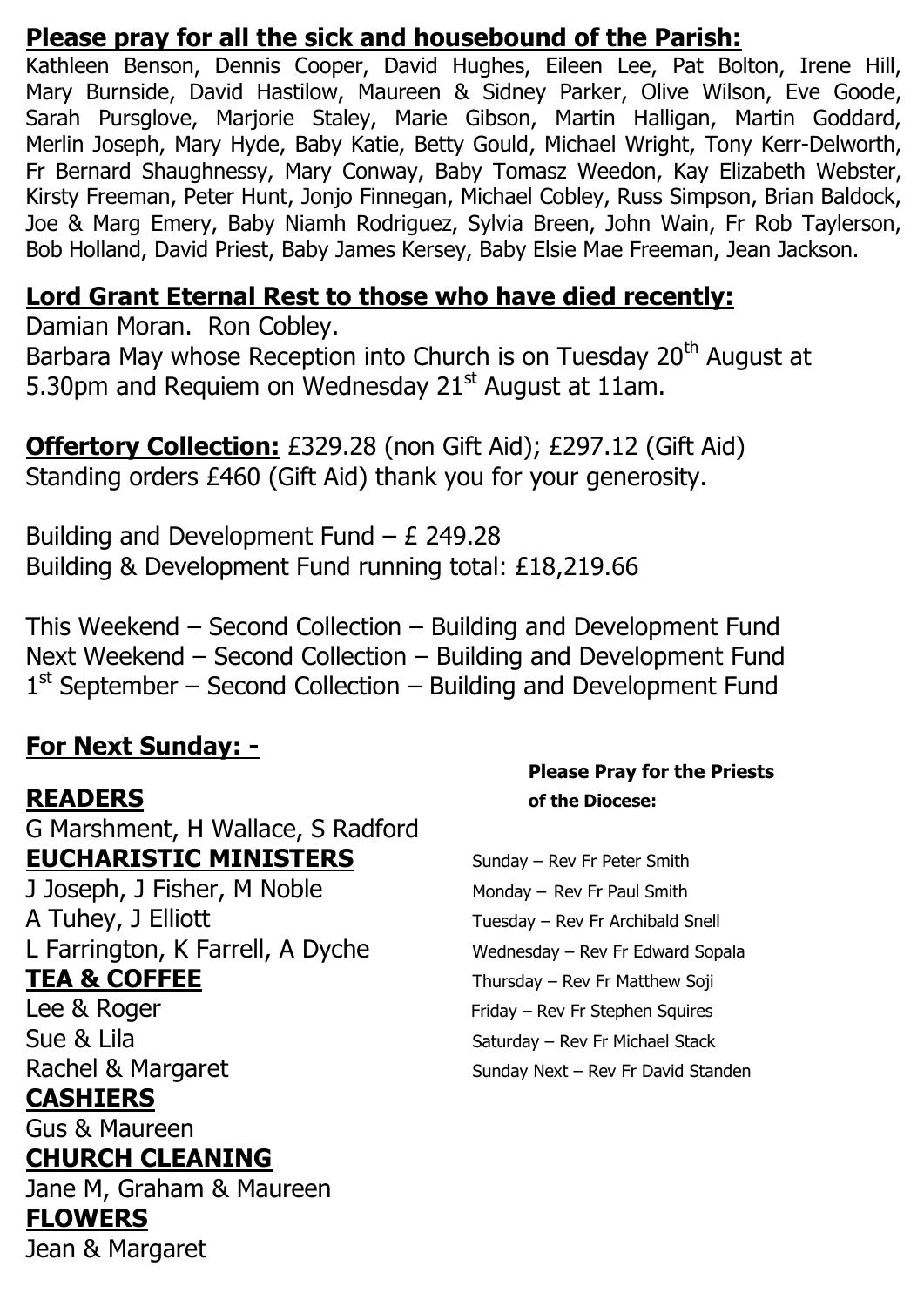**Please pray for all the sick and housebound of the Parish:**

Kathleen Benson, Dennis Cooper, David Hughes, Eileen Lee, Pat Bolton, Irene Hill, Mary Burnside, David Hastilow, Maureen & Sidney Parker, Olive Wilson, Eve Goode, Sarah Pursglove, Marjorie Staley, Marie Gibson, Martin Halligan, Martin Goddard, Merlin Joseph, Mary Hyde, Baby Katie, Betty Gould, Michael Wright, Tony Kerr-Delworth, Fr Bernard Shaughnessy, Mary Conway, Baby Tomasz Weedon, Kay Elizabeth Webster, Kirsty Freeman, Peter Hunt, Jonjo Finnegan, Michael Cobley, Russ Simpson, Brian Baldock, Joe & Marg Emery, Baby Niamh Rodriguez, Sylvia Breen, John Wain, Fr Rob Taylerson, Bob Holland, David Priest, Baby James Kersey, Baby Elsie Mae Freeman, Jean Jackson.

**Lord Grant Eternal Rest to those who have died recently:**

Damian Moran. Ron Cobley.
Barbara May whose Reception into Church is on Tuesday 20th August at 5.30pm and Requiem on Wednesday 21st August at 11am.

**Offertory Collection:** £329.28 (non Gift Aid); £297.12 (Gift Aid)
Standing orders £460 (Gift Aid) thank you for your generosity.

Building and Development Fund – £ 249.28
Building & Development Fund running total: £18,219.66

This Weekend – Second Collection – Building and Development Fund
Next Weekend – Second Collection – Building and Development Fund
1st September – Second Collection – Building and Development Fund

**For Next Sunday: -**

**READERS**
G Marshment, H Wallace, S Radford

**EUCHARISTIC MINISTERS**
J Joseph, J Fisher, M Noble
A Tuhey, J Elliott
L Farrington, K Farrell, A Dyche

**TEA & COFFEE**
Lee & Roger
Sue & Lila
Rachel & Margaret

**CASHIERS**
Gus & Maureen

**CHURCH CLEANING**
Jane M, Graham & Maureen

**FLOWERS**
Jean & Margaret

**Please Pray for the Priests of the Diocese:**

Sunday – Rev Fr Peter Smith
Monday – Rev Fr Paul Smith
Tuesday – Rev Fr Archibald Snell
Wednesday – Rev Fr Edward Sopala
Thursday – Rev Fr Matthew Soji
Friday – Rev Fr Stephen Squires
Saturday – Rev Fr Michael Stack
Sunday Next – Rev Fr David Standen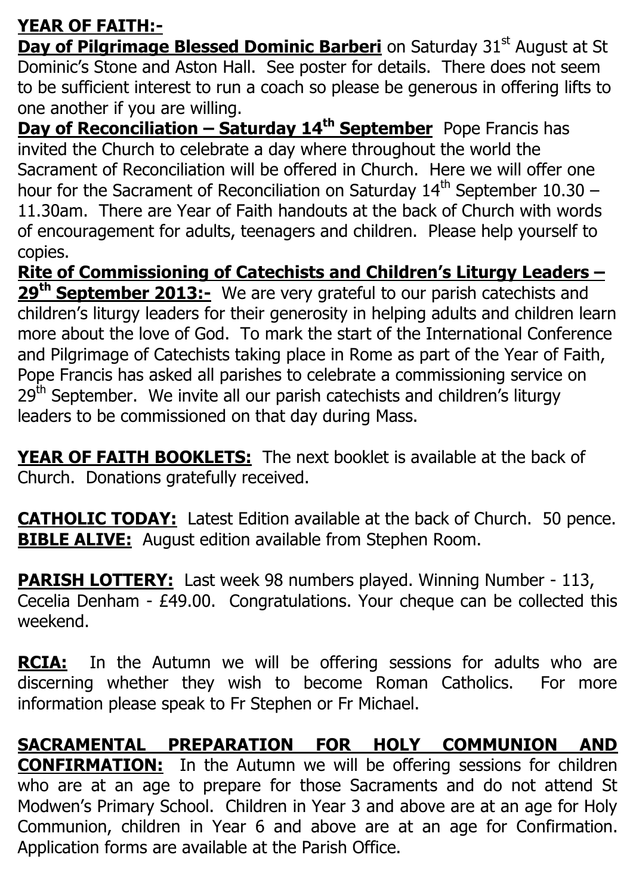**YEAR OF FAITH:-**

**Day of Pilgrimage Blessed Dominic Barberi** on Saturday 31st August at St Dominic's Stone and Aston Hall. See poster for details. There does not seem to be sufficient interest to run a coach so please be generous in offering lifts to one another if you are willing.

**Day of Reconciliation – Saturday 14th September** Pope Francis has invited the Church to celebrate a day where throughout the world the Sacrament of Reconciliation will be offered in Church. Here we will offer one hour for the Sacrament of Reconciliation on Saturday 14th September 10.30 – 11.30am. There are Year of Faith handouts at the back of Church with words of encouragement for adults, teenagers and children. Please help yourself to copies.

**Rite of Commissioning of Catechists and Children's Liturgy Leaders – 29th September 2013:-** We are very grateful to our parish catechists and children's liturgy leaders for their generosity in helping adults and children learn more about the love of God. To mark the start of the International Conference and Pilgrimage of Catechists taking place in Rome as part of the Year of Faith, Pope Francis has asked all parishes to celebrate a commissioning service on 29th September. We invite all our parish catechists and children's liturgy leaders to be commissioned on that day during Mass.

**YEAR OF FAITH BOOKLETS:** The next booklet is available at the back of Church. Donations gratefully received.

**CATHOLIC TODAY:** Latest Edition available at the back of Church. 50 pence.
**BIBLE ALIVE:** August edition available from Stephen Room.

**PARISH LOTTERY:** Last week 98 numbers played. Winning Number - 113, Cecelia Denham - £49.00. Congratulations. Your cheque can be collected this weekend.

**RCIA:** In the Autumn we will be offering sessions for adults who are discerning whether they wish to become Roman Catholics. For more information please speak to Fr Stephen or Fr Michael.

**SACRAMENTAL PREPARATION FOR HOLY COMMUNION AND CONFIRMATION:** In the Autumn we will be offering sessions for children who are at an age to prepare for those Sacraments and do not attend St Modwen's Primary School. Children in Year 3 and above are at an age for Holy Communion, children in Year 6 and above are at an age for Confirmation. Application forms are available at the Parish Office.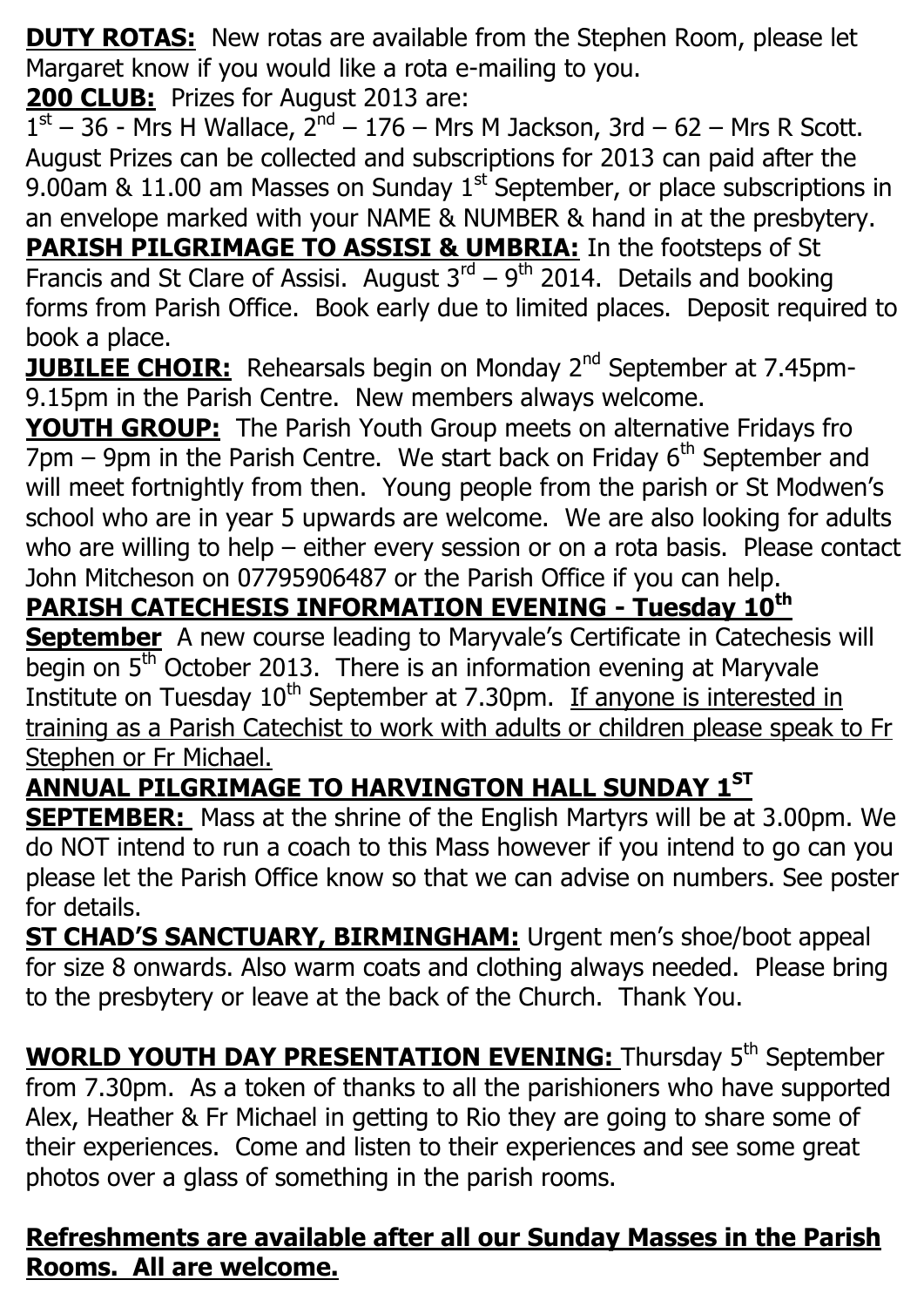**DUTY ROTAS:** New rotas are available from the Stephen Room, please let Margaret know if you would like a rota e-mailing to you.

**200 CLUB:** Prizes for August 2013 are:
1st – 36 - Mrs H Wallace, 2nd – 176 – Mrs M Jackson, 3rd – 62 – Mrs R Scott. August Prizes can be collected and subscriptions for 2013 can paid after the 9.00am & 11.00 am Masses on Sunday 1st September, or place subscriptions in an envelope marked with your NAME & NUMBER & hand in at the presbytery.

**PARISH PILGRIMAGE TO ASSISI & UMBRIA:** In the footsteps of St Francis and St Clare of Assisi. August 3rd – 9th 2014. Details and booking forms from Parish Office. Book early due to limited places. Deposit required to book a place.

**JUBILEE CHOIR:** Rehearsals begin on Monday 2nd September at 7.45pm-9.15pm in the Parish Centre. New members always welcome.

**YOUTH GROUP:** The Parish Youth Group meets on alternative Fridays fro 7pm – 9pm in the Parish Centre. We start back on Friday 6th September and will meet fortnightly from then. Young people from the parish or St Modwen's school who are in year 5 upwards are welcome. We are also looking for adults who are willing to help – either every session or on a rota basis. Please contact John Mitcheson on 07795906487 or the Parish Office if you can help.

**PARISH CATECHESIS INFORMATION EVENING - Tuesday 10th September** A new course leading to Maryvale's Certificate in Catechesis will begin on 5th October 2013. There is an information evening at Maryvale Institute on Tuesday 10th September at 7.30pm. If anyone is interested in training as a Parish Catechist to work with adults or children please speak to Fr Stephen or Fr Michael.

**ANNUAL PILGRIMAGE TO HARVINGTON HALL SUNDAY 1ST SEPTEMBER:** Mass at the shrine of the English Martyrs will be at 3.00pm. We do NOT intend to run a coach to this Mass however if you intend to go can you please let the Parish Office know so that we can advise on numbers. See poster for details.

**ST CHAD'S SANCTUARY, BIRMINGHAM:** Urgent men's shoe/boot appeal for size 8 onwards. Also warm coats and clothing always needed. Please bring to the presbytery or leave at the back of the Church. Thank You.

**WORLD YOUTH DAY PRESENTATION EVENING:** Thursday 5th September from 7.30pm. As a token of thanks to all the parishioners who have supported Alex, Heather & Fr Michael in getting to Rio they are going to share some of their experiences. Come and listen to their experiences and see some great photos over a glass of something in the parish rooms.

**Refreshments are available after all our Sunday Masses in the Parish Rooms. All are welcome.**